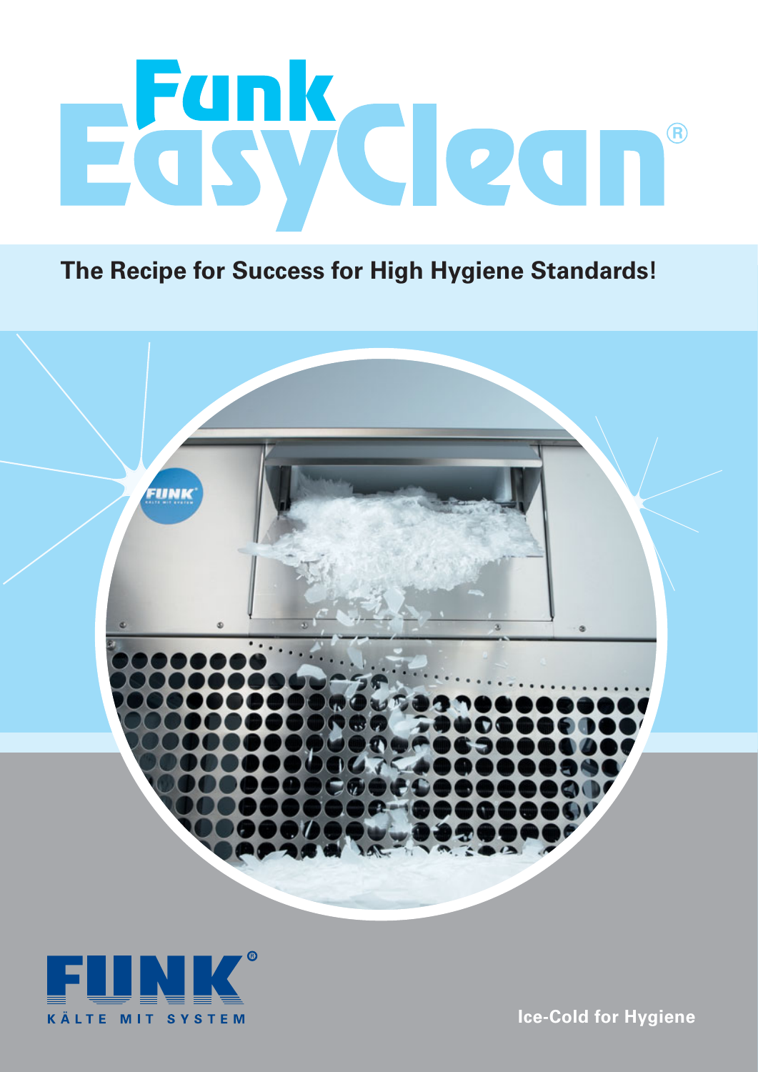# Funk EasyClean®

## The Recipe for Success for High Hygiene Standards!

FUNK®
KÄLTE MIT SYSTEM

**Ice-Cold for Hygiene**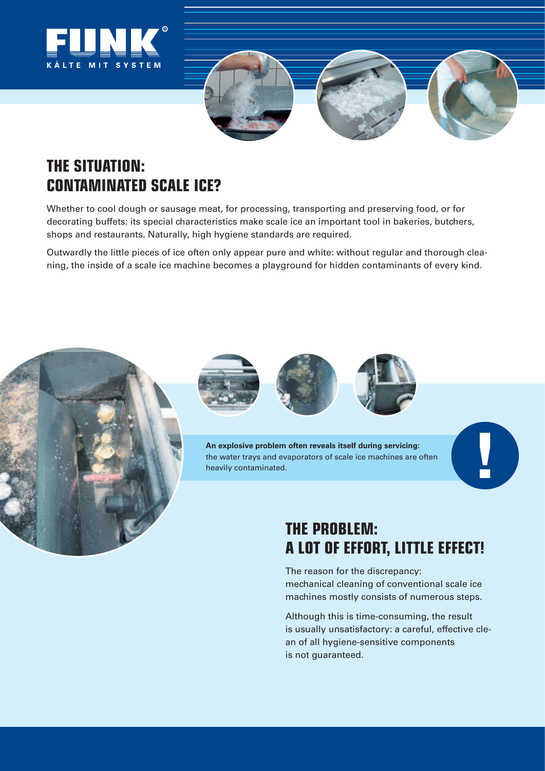## THE SITUATION: CONTAMINATED SCALE ICE?

Whether to cool dough or sausage meat, for processing, transporting and preserving food, or for decorating buffets: its special characteristics make scale ice an important tool in bakeries, butchers, shops and restaurants. Naturally, high hygiene standards are required.

Outwardly the little pieces of ice often only appear pure and white: without regular and thorough cleaning, the inside of a scale ice machine becomes a playground for hidden contaminants of every kind.

**An explosive problem often reveals itself during servicing:** the water trays and evaporators of scale ice machines are often heavily contaminated.

## THE PROBLEM: A LOT OF EFFORT, LITTLE EFFECT!

The reason for the discrepancy: mechanical cleaning of conventional scale ice machines mostly consists of numerous steps.

Although this is time-consuming, the result is usually unsatisfactory: a careful, effective clean of all hygiene-sensitive components is not guaranteed.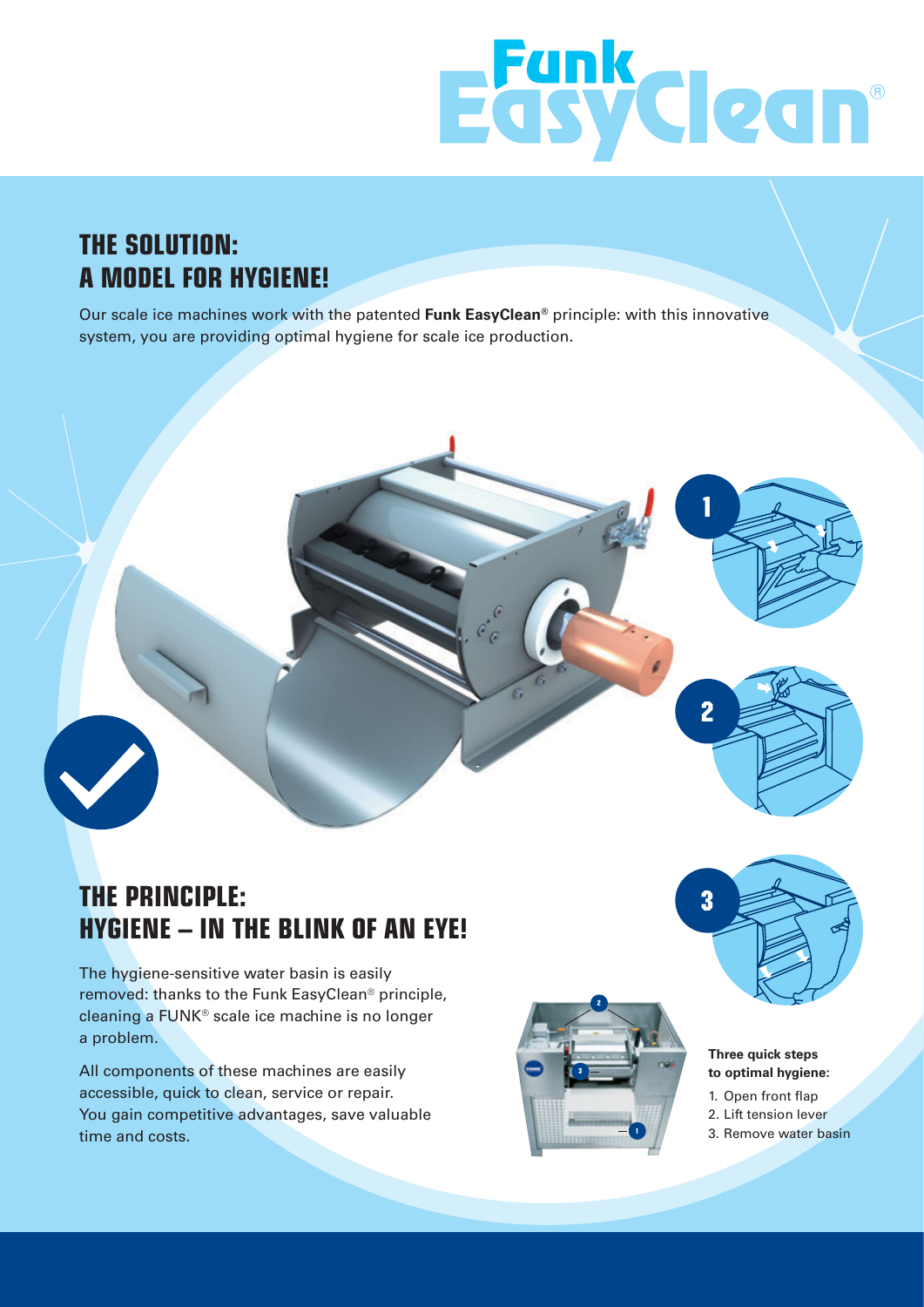# Funk EasyClean®

## THE SOLUTION: A MODEL FOR HYGIENE!

Our scale ice machines work with the patented **Funk EasyClean®** principle: with this innovative system, you are providing optimal hygiene for scale ice production.

## THE PRINCIPLE: HYGIENE – IN THE BLINK OF AN EYE!

The hygiene-sensitive water basin is easily removed: thanks to the Funk EasyClean® principle, cleaning a FUNK® scale ice machine is no longer a problem.

All components of these machines are easily accessible, quick to clean, service or repair. You gain competitive advantages, save valuable time and costs.

**Three quick steps to optimal hygiene:**

1. Open front flap
2. Lift tension lever
3. Remove water basin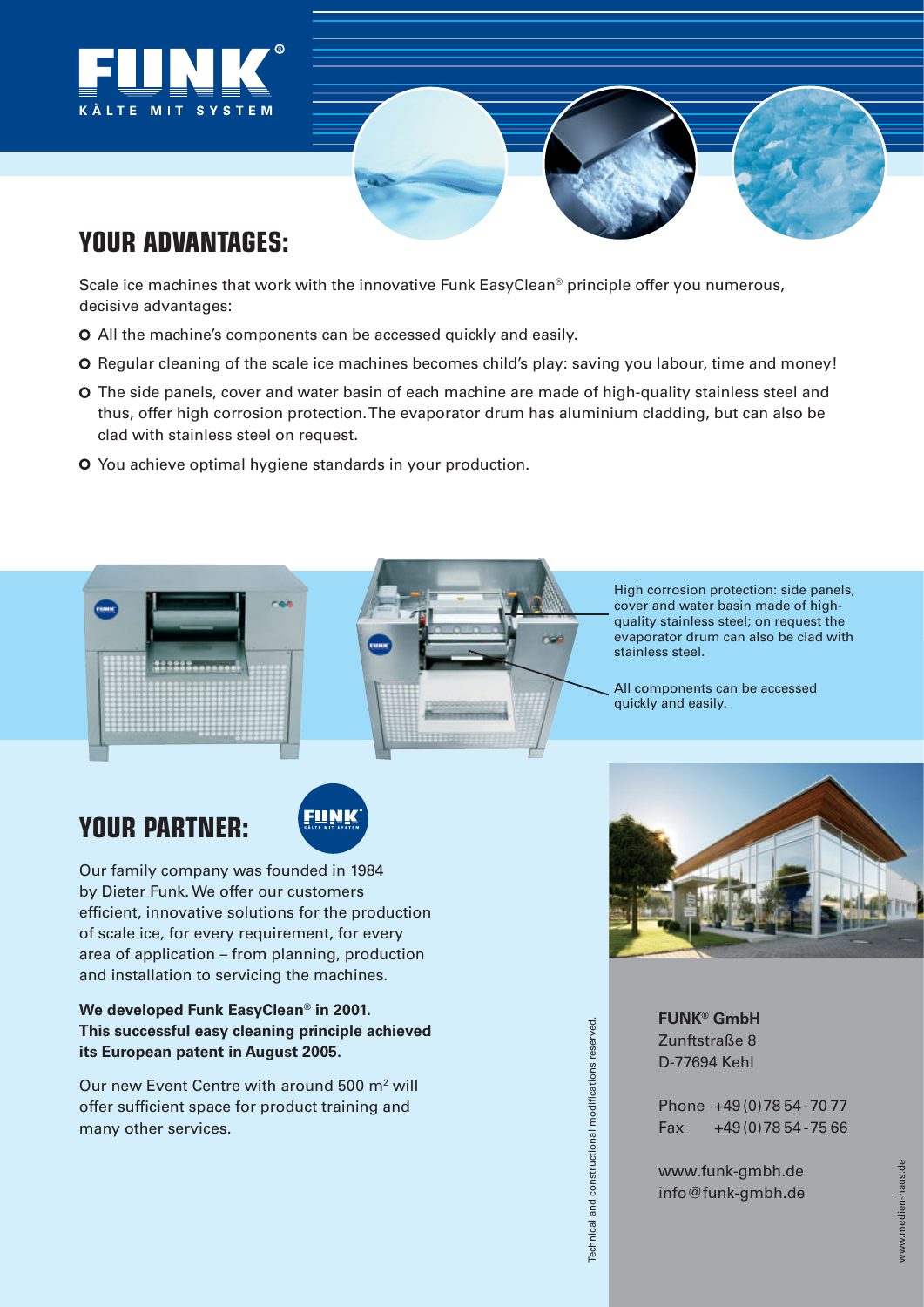FUNK®

KÄLTE MIT SYSTEM

# YOUR ADVANTAGES:

Scale ice machines that work with the innovative Funk EasyClean® principle offer you numerous, decisive advantages:

- All the machine's components can be accessed quickly and easily.
- Regular cleaning of the scale ice machines becomes child's play: saving you labour, time and money!
- The side panels, cover and water basin of each machine are made of high-quality stainless steel and thus, offer high corrosion protection. The evaporator drum has aluminium cladding, but can also be clad with stainless steel on request.
- You achieve optimal hygiene standards in your production.

High corrosion protection: side panels, cover and water basin made of high-quality stainless steel; on request the evaporator drum can also be clad with stainless steel.

All components can be accessed quickly and easily.

# YOUR PARTNER:

Our family company was founded in 1984 by Dieter Funk. We offer our customers efficient, innovative solutions for the production of scale ice, for every requirement, for every area of application – from planning, production and installation to servicing the machines.

**We developed Funk EasyClean® in 2001. This successful easy cleaning principle achieved its European patent in August 2005.**

Our new Event Centre with around 500 m² will offer sufficient space for product training and many other services.

**FUNK® GmbH**
Zunftstraße 8
D-77694 Kehl

Phone +49 (0) 78 54 - 70 77
Fax +49 (0) 78 54 - 75 66

www.funk-gmbh.de
info@funk-gmbh.de

Technical and constructional modifications reserved.

www.medien-haus.de